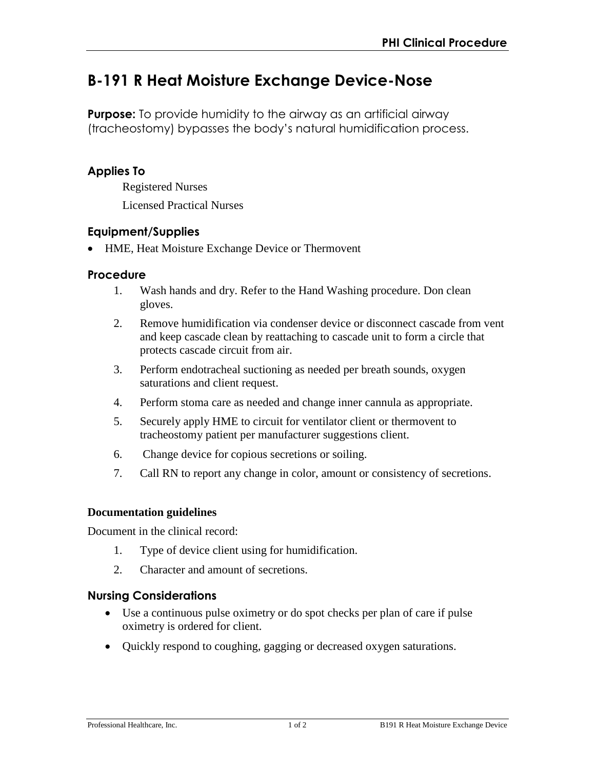# B-191 R Heat Moisture Exchange Device-Nose

**Purpose:** To provide humidity to the airway as an artificial airway (tracheostomy) bypasses the body's natural humidification process.

## Applies To

Registered Nurses

Licensed Practical Nurses

## Equipment/Supplies

- HME, Heat Moisture Exchange Device or Thermovent

## Procedure

1. Wash hands and dry. Refer to the Hand Washing procedure. Don clean gloves.
2. Remove humidification via condenser device or disconnect cascade from vent and keep cascade clean by reattaching to cascade unit to form a circle that protects cascade circuit from air.
3. Perform endotracheal suctioning as needed per breath sounds, oxygen saturations and client request.
4. Perform stoma care as needed and change inner cannula as appropriate.
5. Securely apply HME to circuit for ventilator client or thermovent to tracheostomy patient per manufacturer suggestions client.
6. Change device for copious secretions or soiling.
7. Call RN to report any change in color, amount or consistency of secretions.

**Documentation guidelines**

Document in the clinical record:

1. Type of device client using for humidification.
2. Character and amount of secretions.

## Nursing Considerations

- Use a continuous pulse oximetry or do spot checks per plan of care if pulse oximetry is ordered for client.
- Quickly respond to coughing, gagging or decreased oxygen saturations.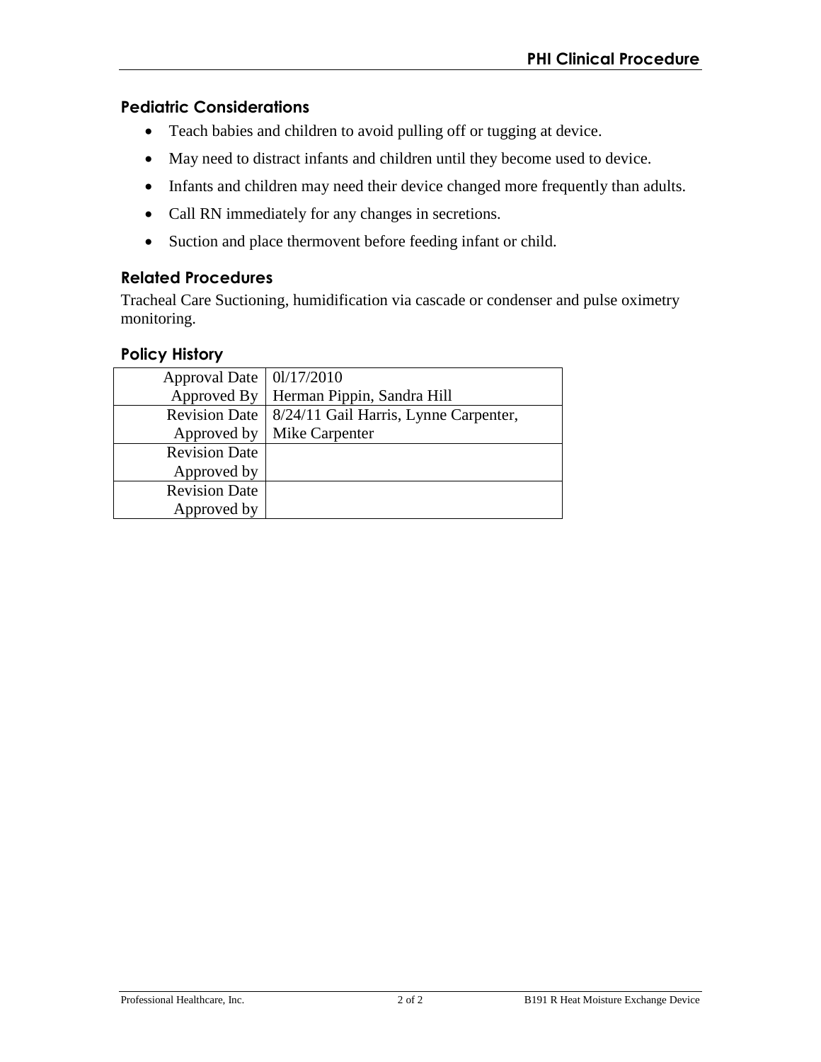## Pediatric Considerations

- Teach babies and children to avoid pulling off or tugging at device.
- May need to distract infants and children until they become used to device.
- Infants and children may need their device changed more frequently than adults.
- Call RN immediately for any changes in secretions.
- Suction and place thermovent before feeding infant or child.

## Related Procedures

Tracheal Care Suctioning, humidification via cascade or condenser and pulse oximetry monitoring.

## Policy History

| | |
|---|---|
| Approval Date<br>Approved By | 0l/17/2010<br>Herman Pippin, Sandra Hill |
| Revision Date<br>Approved by | 8/24/11 Gail Harris, Lynne Carpenter,<br>Mike Carpenter |
| Revision Date<br>Approved by | |
| Revision Date<br>Approved by | |